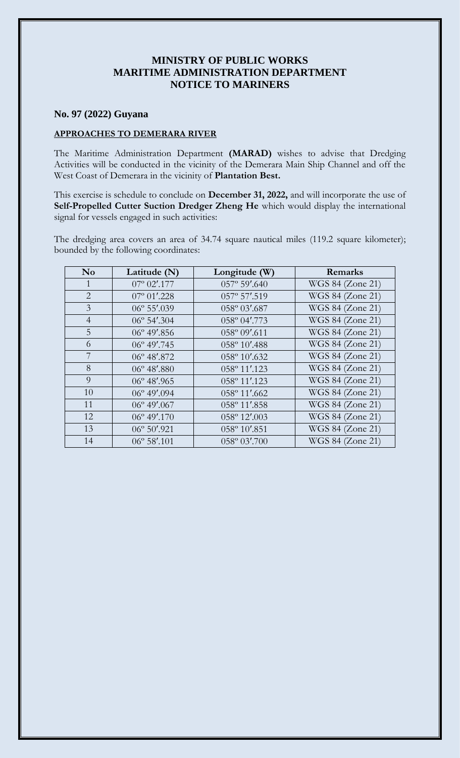# MINISTRY OF PUBLIC WORKS
# MARITIME ADMINISTRATION DEPARTMENT
# NOTICE TO MARINERS

## No. 97 (2022) Guyana

### APPROACHES TO DEMERARA RIVER

The Maritime Administration Department **(MARAD)** wishes to advise that Dredging Activities will be conducted in the vicinity of the Demerara Main Ship Channel and off the West Coast of Demerara in the vicinity of **Plantation Best.**

This exercise is schedule to conclude on **December 31, 2022,** and will incorporate the use of **Self-Propelled Cutter Suction Dredger Zheng He** which would display the international signal for vessels engaged in such activities:

The dredging area covers an area of 34.74 square nautical miles (119.2 square kilometer); bounded by the following coordinates:

| No | Latitude (N) | Longitude (W) | Remarks |
|---|---|---|---|
| 1 | 07º 02′.177 | 057º 59′.640 | WGS 84 (Zone 21) |
| 2 | 07º 01′.228 | 057º 57′.519 | WGS 84 (Zone 21) |
| 3 | 06º 55′.039 | 058º 03′.687 | WGS 84 (Zone 21) |
| 4 | 06º 54′.304 | 058º 04′.773 | WGS 84 (Zone 21) |
| 5 | 06º 49′.856 | 058º 09′.611 | WGS 84 (Zone 21) |
| 6 | 06º 49′.745 | 058º 10′.488 | WGS 84 (Zone 21) |
| 7 | 06º 48′.872 | 058º 10′.632 | WGS 84 (Zone 21) |
| 8 | 06º 48′.880 | 058º 11′.123 | WGS 84 (Zone 21) |
| 9 | 06º 48′.965 | 058º 11′.123 | WGS 84 (Zone 21) |
| 10 | 06º 49′.094 | 058º 11′.662 | WGS 84 (Zone 21) |
| 11 | 06º 49′.067 | 058º 11′.858 | WGS 84 (Zone 21) |
| 12 | 06º 49′.170 | 058º 12′.003 | WGS 84 (Zone 21) |
| 13 | 06º 50′.921 | 058º 10′.851 | WGS 84 (Zone 21) |
| 14 | 06º 58′.101 | 058º 03′.700 | WGS 84 (Zone 21) |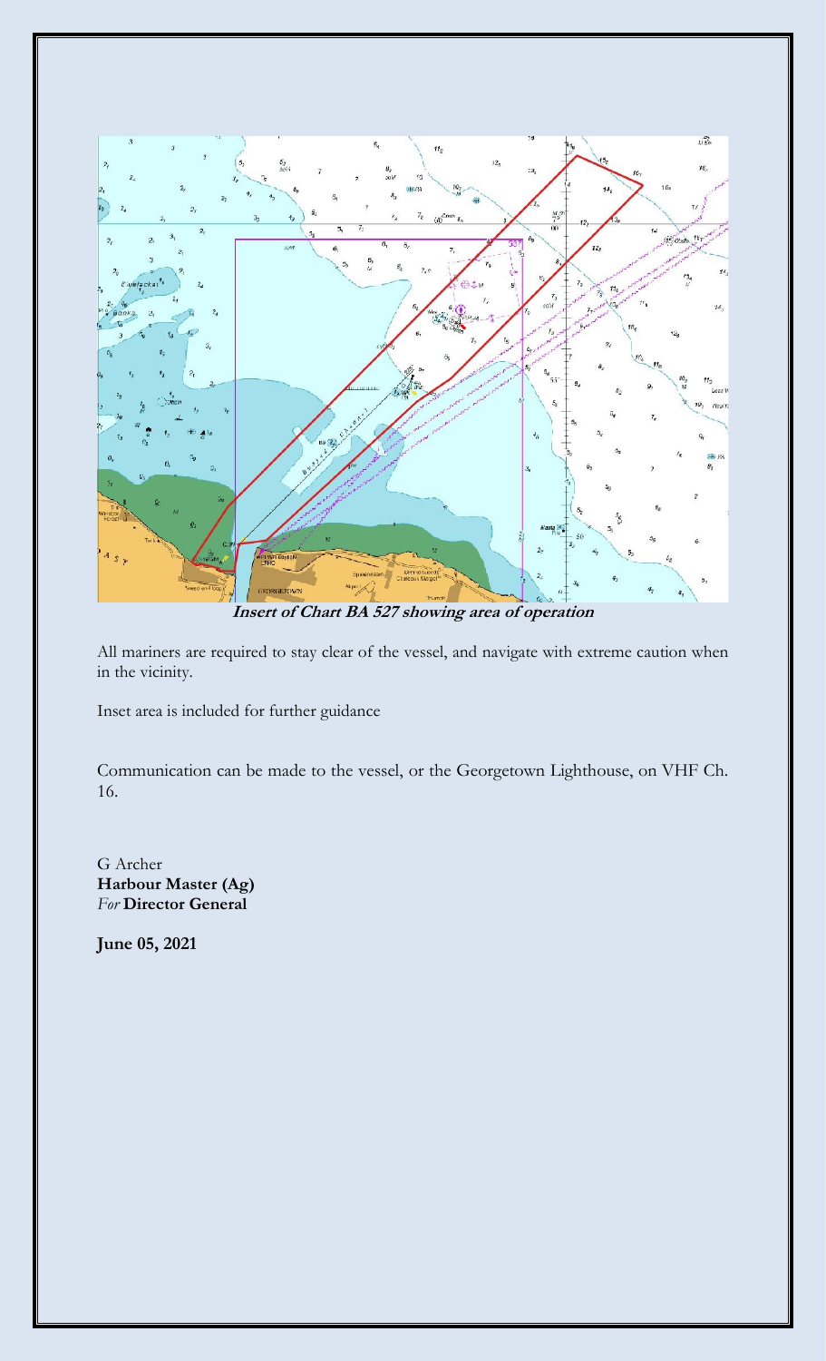***Insert of Chart BA 527 showing area of operation***

All mariners are required to stay clear of the vessel, and navigate with extreme caution when in the vicinity.

Inset area is included for further guidance

Communication can be made to the vessel, or the Georgetown Lighthouse, on VHF Ch. 16.

G Archer
**Harbour Master (Ag)**
*For* **Director General**

**June 05, 2021**